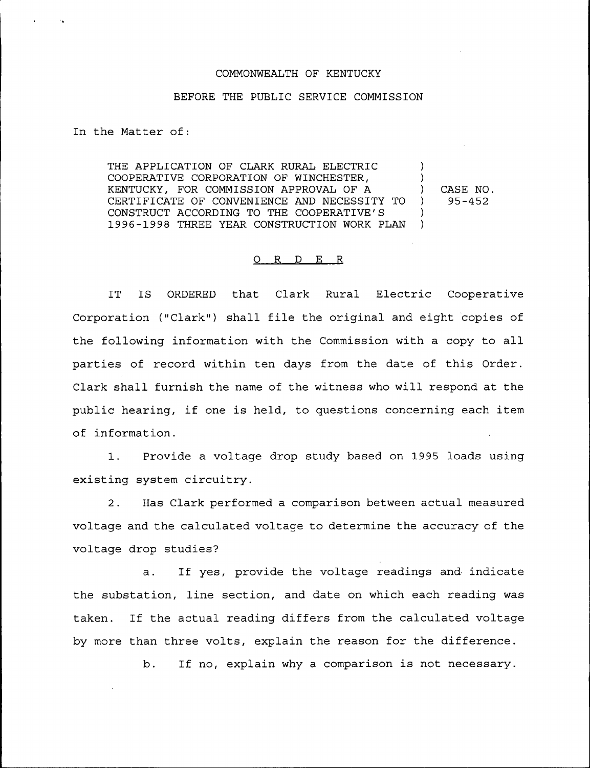COMMONWEALTH OF KENTUCKY

BEFORE THE PUBLIC SERVICE COMMISSION

In the Matter of:

| | | |
|---|---|---|
| THE APPLICATION OF CLARK RURAL ELECTRIC COOPERATIVE CORPORATION OF WINCHESTER, KENTUCKY, FOR COMMISSION APPROVAL OF A CERTIFICATE OF CONVENIENCE AND NECESSITY TO CONSTRUCT ACCORDING TO THE COOPERATIVE'S 1996-1998 THREE YEAR CONSTRUCTION WORK PLAN | ) | CASE NO. 95-452 |

## O R D E R

IT IS ORDERED that Clark Rural Electric Cooperative Corporation ("Clark") shall file the original and eight copies of the following information with the Commission with a copy to all parties of record within ten days from the date of this Order. Clark shall furnish the name of the witness who will respond at the public hearing, if one is held, to questions concerning each item of information.

1. Provide a voltage drop study based on 1995 loads using existing system circuitry.

2. Has Clark performed a comparison between actual measured voltage and the calculated voltage to determine the accuracy of the voltage drop studies?

   a. If yes, provide the voltage readings and indicate the substation, line section, and date on which each reading was taken. If the actual reading differs from the calculated voltage by more than three volts, explain the reason for the difference.

   b. If no, explain why a comparison is not necessary.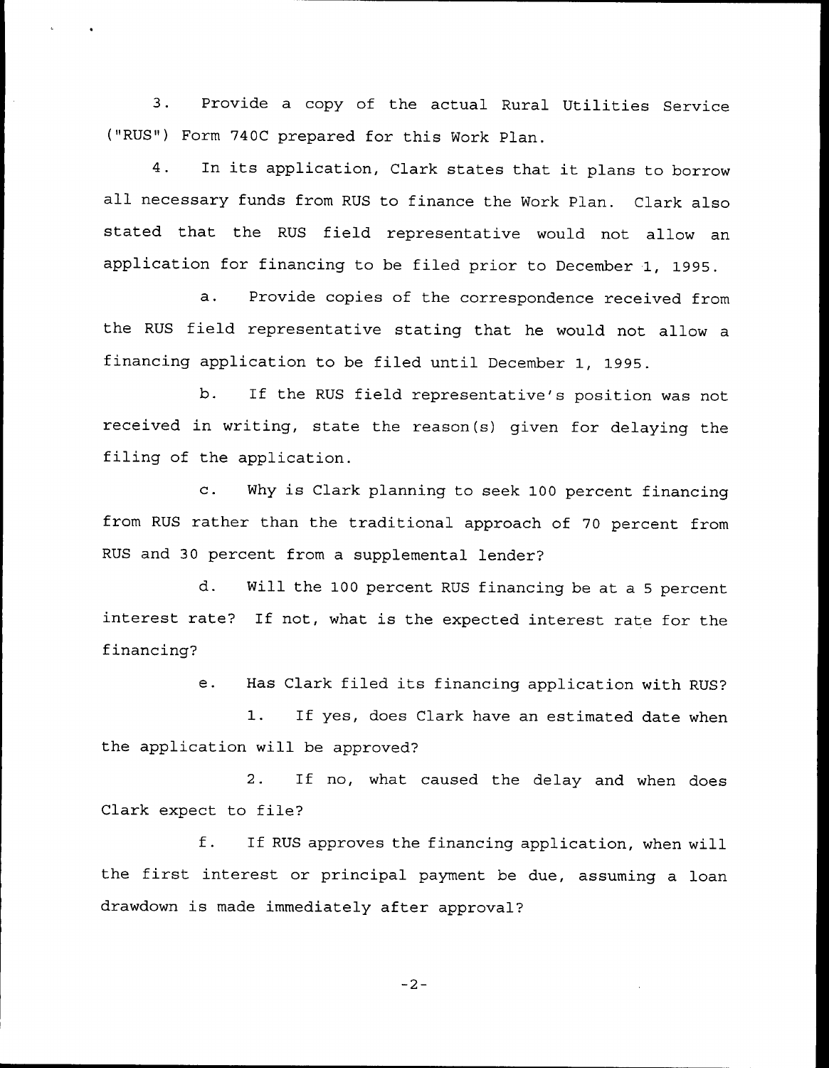3. Provide a copy of the actual Rural Utilities Service ("RUS") Form 740C prepared for this Work Plan.

4. In its application, Clark states that it plans to borrow all necessary funds from RUS to finance the Work Plan. Clark also stated that the RUS field representative would not allow an application for financing to be filed prior to December 1, 1995.

a. Provide copies of the correspondence received from the RUS field representative stating that he would not allow a financing application to be filed until December 1, 1995.

b. If the RUS field representative's position was not received in writing, state the reason(s) given for delaying the filing of the application.

c. Why is Clark planning to seek 100 percent financing from RUS rather than the traditional approach of 70 percent from RUS and 30 percent from a supplemental lender?

d. Will the 100 percent RUS financing be at a 5 percent interest rate? If not, what is the expected interest rate for the financing?

e. Has Clark filed its financing application with RUS?

1. If yes, does Clark have an estimated date when the application will be approved?

2. If no, what caused the delay and when does Clark expect to file?

f. If RUS approves the financing application, when will the first interest or principal payment be due, assuming a loan drawdown is made immediately after approval?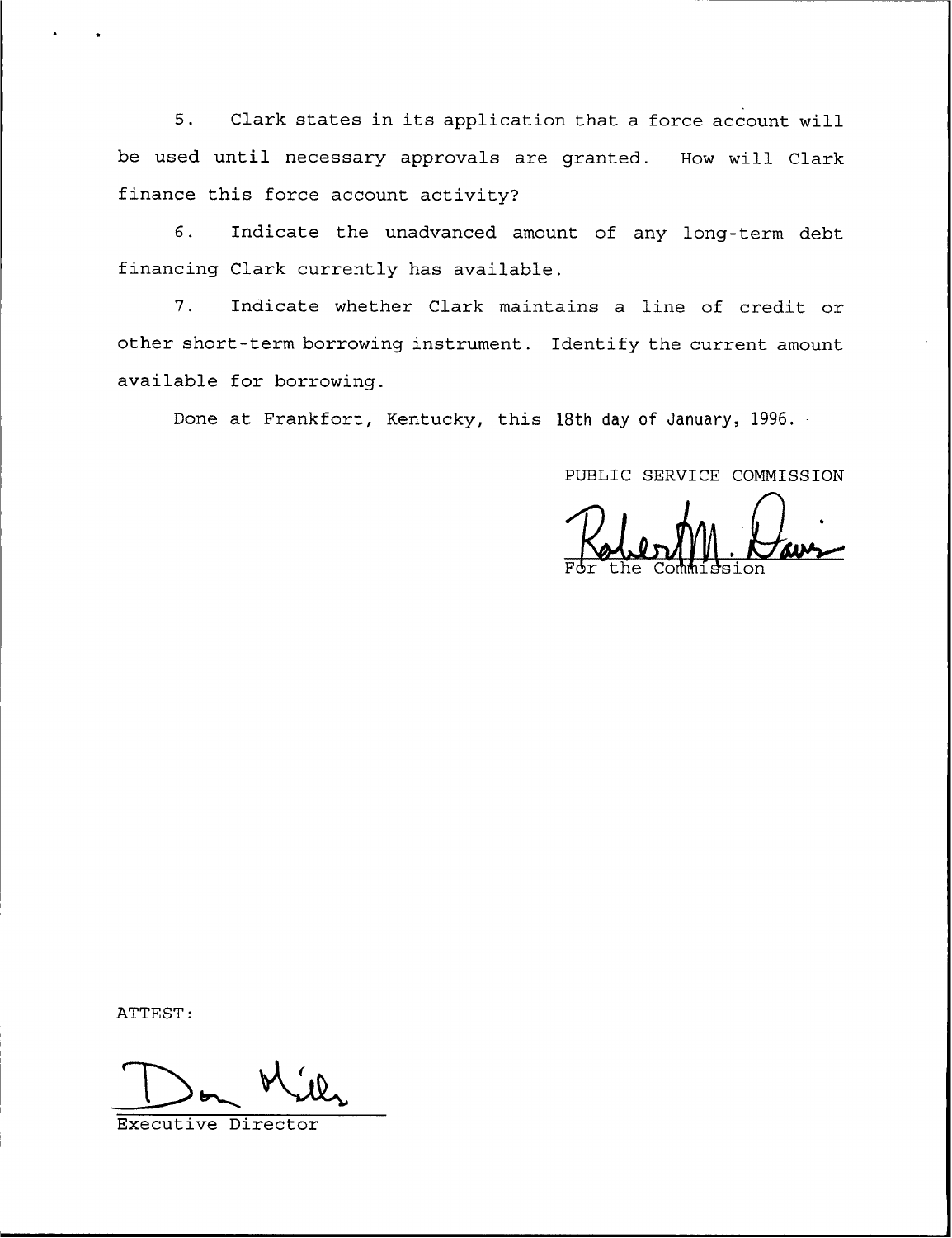5. Clark states in its application that a force account will be used until necessary approvals are granted. How will Clark finance this force account activity?

6. Indicate the unadvanced amount of any long-term debt financing Clark currently has available.

7. Indicate whether Clark maintains a line of credit or other short-term borrowing instrument. Identify the current amount available for borrowing.

Done at Frankfort, Kentucky, this 18th day of January, 1996.

PUBLIC SERVICE COMMISSION

For the Commission

ATTEST:

Executive Director